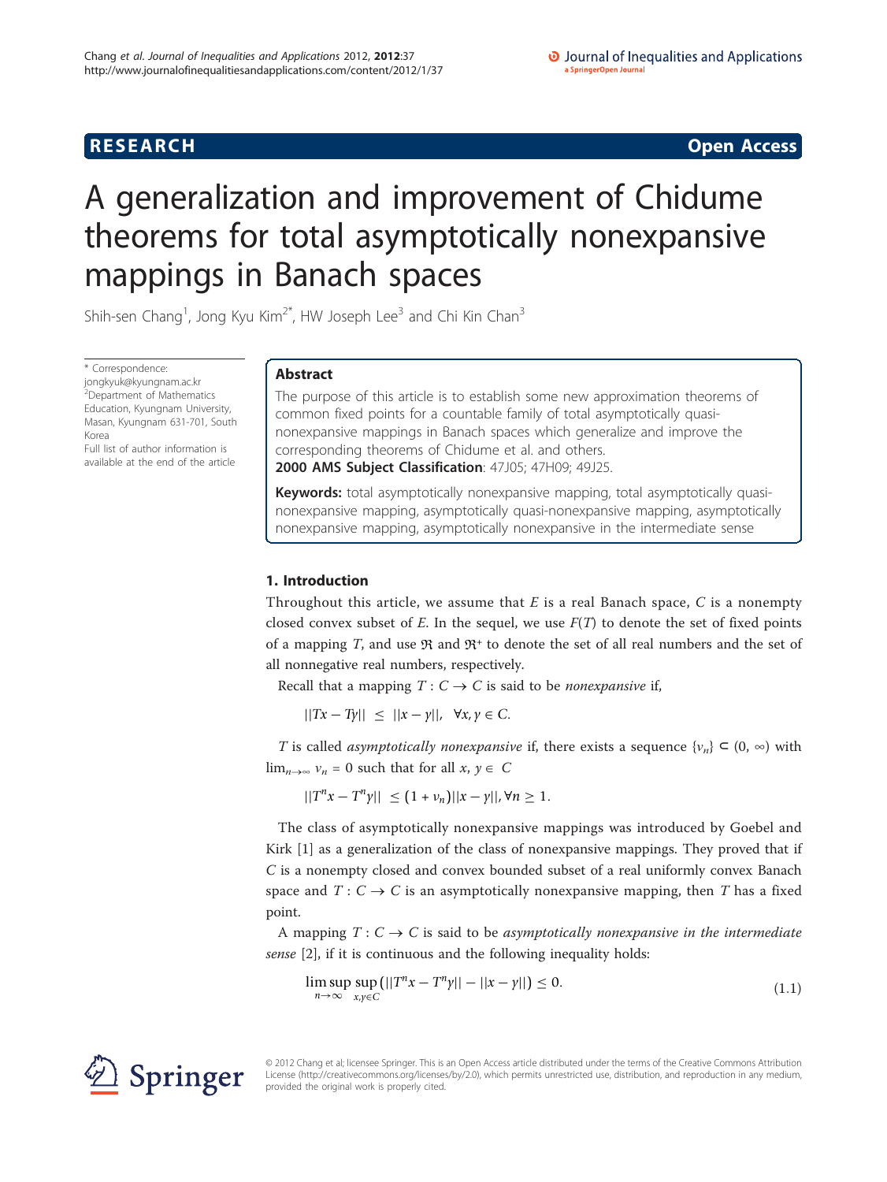RESEARCH Open Access

# A generalization and improvement of Chidume theorems for total asymptotically nonexpansive mappings in Banach spaces

Shih-sen Chang[1], Jong Kyu Kim[2*], HW Joseph Lee[3] and Chi Kin Chan[3]

\* Correspondence: jongkyuk@kyungnam.ac.kr
[2]Department of Mathematics Education, Kyungnam University, Masan, Kyungnam 631-701, South Korea
Full list of author information is available at the end of the article

## Abstract

The purpose of this article is to establish some new approximation theorems of common fixed points for a countable family of total asymptotically quasi-nonexpansive mappings in Banach spaces which generalize and improve the corresponding theorems of Chidume et al. and others.

**2000 AMS Subject Classification**: 47J05; 47H09; 49J25.

**Keywords:** total asymptotically nonexpansive mapping, total asymptotically quasi-nonexpansive mapping, asymptotically quasi-nonexpansive mapping, asymptotically nonexpansive mapping, asymptotically nonexpansive in the intermediate sense

### 1. Introduction

Throughout this article, we assume that $E$ is a real Banach space, $C$ is a nonempty closed convex subset of $E$. In the sequel, we use $F(T)$ to denote the set of fixed points of a mapping $T$, and use $\mathfrak{R}$ and $\mathfrak{R}^+$ to denote the set of all real numbers and the set of all nonnegative real numbers, respectively.

Recall that a mapping $T : C \to C$ is said to be *nonexpansive* if,

$$||Tx - Ty|| \le ||x - y||, \quad \forall x, y \in C.$$

$T$ is called *asymptotically nonexpansive* if, there exists a sequence $\{v_n\} \subset (0, \infty)$ with $\lim_{n\to\infty} v_n = 0$ such that for all $x, y \in C$

$$||T^n x - T^n y|| \le (1 + v_n)||x - y||, \forall n \ge 1.$$

The class of asymptotically nonexpansive mappings was introduced by Goebel and Kirk [1] as a generalization of the class of nonexpansive mappings. They proved that if $C$ is a nonempty closed and convex bounded subset of a real uniformly convex Banach space and $T : C \to C$ is an asymptotically nonexpansive mapping, then $T$ has a fixed point.

A mapping $T : C \to C$ is said to be *asymptotically nonexpansive in the intermediate sense* [2], if it is continuous and the following inequality holds:

$$\limsup_{n\to\infty} \sup_{x,y\in C} (||T^n x - T^n y|| - ||x - y||) \le 0. \tag{1.1}$$

© 2012 Chang et al; licensee Springer. This is an Open Access article distributed under the terms of the Creative Commons Attribution License (http://creativecommons.org/licenses/by/2.0), which permits unrestricted use, distribution, and reproduction in any medium, provided the original work is properly cited.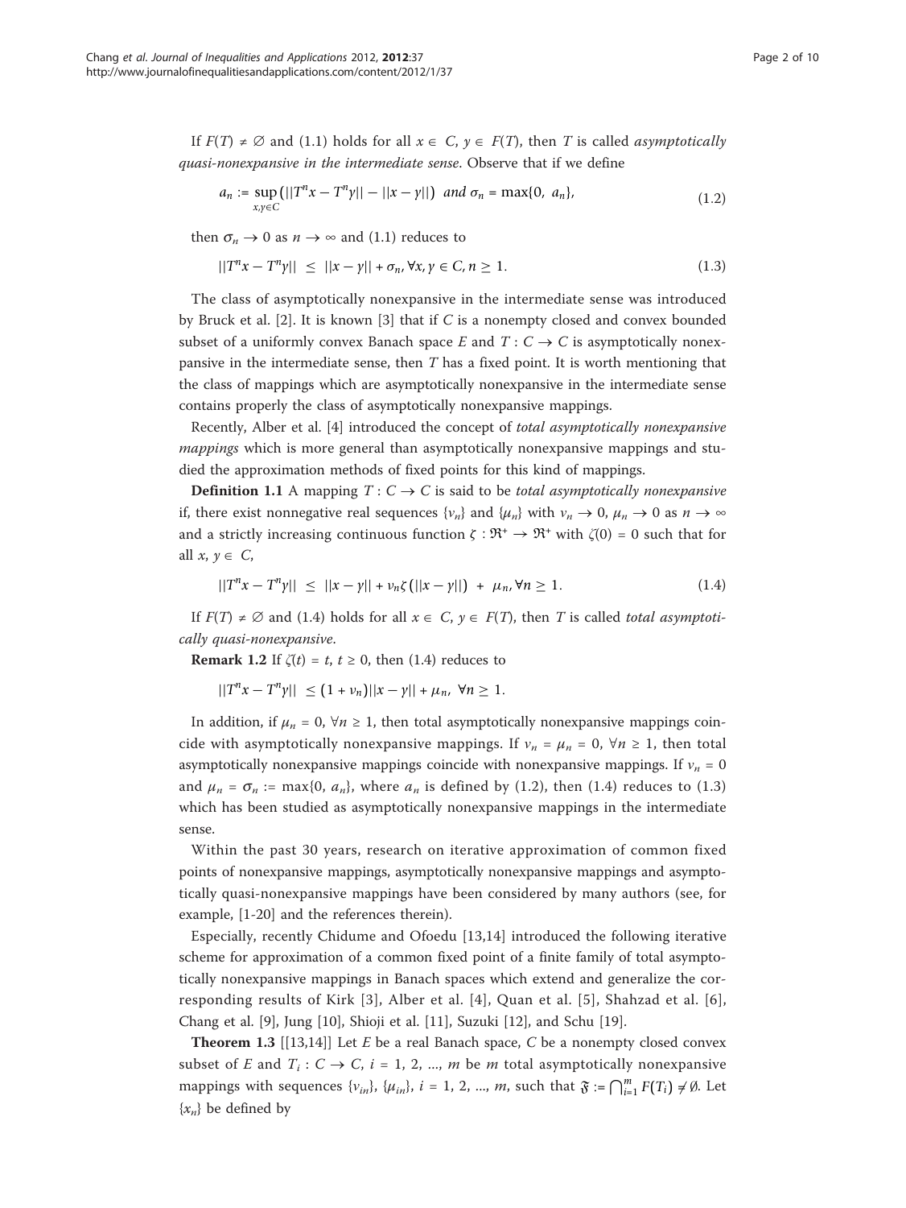If $F(T) \neq \emptyset$ and (1.1) holds for all $x \in C$, $y \in F(T)$, then $T$ is called *asymptotically quasi-nonexpansive in the intermediate sense*. Observe that if we define

$$a_n := \sup_{x,y \in C} \left( ||T^n x - T^n y|| - ||x - y|| \right) \ \text{ and } \sigma_n = \max\{0, \ a_n\}, \tag{1.2}$$

then $\sigma_n \to 0$ as $n \to \infty$ and (1.1) reduces to

$$||T^n x - T^n y|| \ \leq \ ||x - y|| + \sigma_n, \forall x, y \in C, n \geq 1. \tag{1.3}$$

The class of asymptotically nonexpansive in the intermediate sense was introduced by Bruck et al. [2]. It is known [3] that if $C$ is a nonempty closed and convex bounded subset of a uniformly convex Banach space $E$ and $T : C \to C$ is asymptotically nonexpansive in the intermediate sense, then $T$ has a fixed point. It is worth mentioning that the class of mappings which are asymptotically nonexpansive in the intermediate sense contains properly the class of asymptotically nonexpansive mappings.

Recently, Alber et al. [4] introduced the concept of *total asymptotically nonexpansive mappings* which is more general than asymptotically nonexpansive mappings and studied the approximation methods of fixed points for this kind of mappings.

**Definition 1.1** A mapping $T : C \to C$ is said to be *total asymptotically nonexpansive* if, there exist nonnegative real sequences $\{v_n\}$ and $\{\mu_n\}$ with $v_n \to 0$, $\mu_n \to 0$ as $n \to \infty$ and a strictly increasing continuous function $\zeta : \mathfrak{R}^+ \to \mathfrak{R}^+$ with $\zeta(0) = 0$ such that for all $x, y \in C$,

$$||T^n x - T^n y|| \ \leq \ ||x - y|| + v_n \zeta \left( ||x - y|| \right) \ + \ \mu_n, \forall n \geq 1. \tag{1.4}$$

If $F(T) \neq \emptyset$ and (1.4) holds for all $x \in C$, $y \in F(T)$, then $T$ is called *total asymptotically quasi-nonexpansive*.

**Remark 1.2** If $\zeta(t) = t$, $t \geq 0$, then (1.4) reduces to

$$||T^n x - T^n y|| \ \leq (1 + v_n)||x - y|| + \mu_n, \ \forall n \geq 1.$$

In addition, if $\mu_n = 0$, $\forall n \geq 1$, then total asymptotically nonexpansive mappings coincide with asymptotically nonexpansive mappings. If $v_n = \mu_n = 0$, $\forall n \geq 1$, then total asymptotically nonexpansive mappings coincide with nonexpansive mappings. If $v_n = 0$ and $\mu_n = \sigma_n := \max\{0, a_n\}$, where $a_n$ is defined by (1.2), then (1.4) reduces to (1.3) which has been studied as asymptotically nonexpansive mappings in the intermediate sense.

Within the past 30 years, research on iterative approximation of common fixed points of nonexpansive mappings, asymptotically nonexpansive mappings and asymptotically quasi-nonexpansive mappings have been considered by many authors (see, for example, [1-20] and the references therein).

Especially, recently Chidume and Ofoedu [13,14] introduced the following iterative scheme for approximation of a common fixed point of a finite family of total asymptotically nonexpansive mappings in Banach spaces which extend and generalize the corresponding results of Kirk [3], Alber et al. [4], Quan et al. [5], Shahzad et al. [6], Chang et al. [9], Jung [10], Shioji et al. [11], Suzuki [12], and Schu [19].

**Theorem 1.3** [[13,14]] Let $E$ be a real Banach space, $C$ be a nonempty closed convex subset of $E$ and $T_i : C \to C$, $i = 1, 2, ..., m$ be $m$ total asymptotically nonexpansive mappings with sequences $\{v_{in}\}$, $\{\mu_{in}\}$, $i = 1, 2, ..., m$, such that $\mathfrak{F} := \bigcap_{i=1}^{m} F(T_i) \neq \emptyset$. Let $\{x_n\}$ be defined by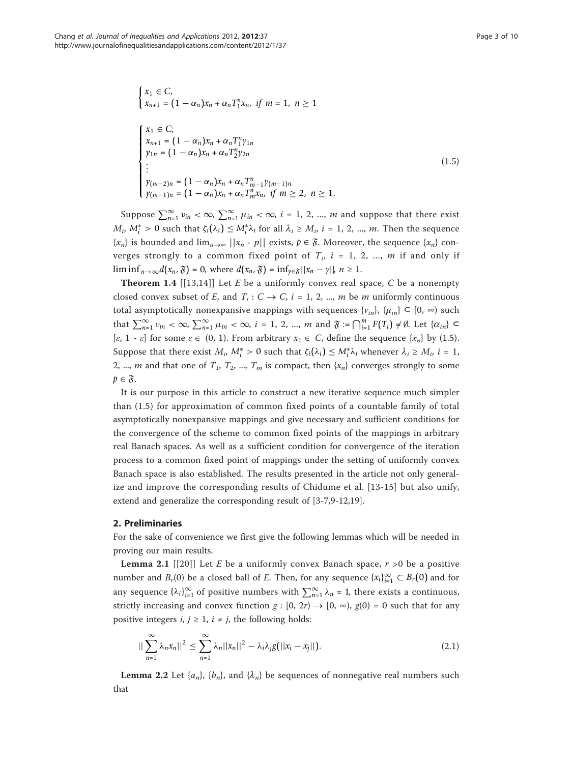$$
\begin{cases}
x_1 \in C, \\
x_{n+1} = (1 - \alpha_n)x_n + \alpha_n T_1^n x_n, \ \text{if } m = 1, \ n \geq 1
\end{cases}
$$

$$
\begin{cases}
x_1 \in C; \\
x_{n+1} = (1 - \alpha_n)x_n + \alpha_n T_1^n y_{1n} \\
y_{1n} = (1 - \alpha_n)x_n + \alpha_n T_2^n y_{2n} \\
\vdots \\
y_{(m-2)n} = (1 - \alpha_n)x_n + \alpha_n T_{m-1}^n y_{(m-1)n} \\
y_{(m-1)n} = (1 - \alpha_n)x_n + \alpha_n T_m^n x_n, \ \text{if } m \geq 2, \ n \geq 1.
\end{cases}
\tag{1.5}
$$

Suppose $\sum_{n=1}^{\infty} \nu_{in} < \infty$, $\sum_{n=1}^{\infty} \mu_{in} < \infty$, $i = 1, 2, ..., m$ and suppose that there exist $M_i$, $M_i^* > 0$ such that $\zeta_i(\lambda_i) \leq M_i^* \lambda_i$ for all $\lambda_i \geq M_i$, $i = 1, 2, ..., m$. Then the sequence $\{x_n\}$ is bounded and $\lim_{n\to\infty} ||x_n - p||$ exists, $p \in \mathfrak{F}$. Moreover, the sequence $\{x_n\}$ converges strongly to a common fixed point of $T_i$, $i = 1, 2, ..., m$ if and only if $\liminf_{n\to\infty} d(x_n, \mathfrak{F}) = 0$, where $d(x_n, \mathfrak{F}) = \inf_{y\in\mathfrak{F}} ||x_n - y||$, $n \geq 1$.

**Theorem 1.4** [[13,14]] Let $E$ be a uniformly convex real space, $C$ be a nonempty closed convex subset of $E$, and $T_i : C \to C$, $i = 1, 2, ..., m$ be $m$ uniformly continuous total asymptotically nonexpansive mappings with sequences $\{\nu_{in}\}$, $\{\mu_{in}\} \subset [0, \infty)$ such that $\sum_{n=1}^{\infty} \nu_{in} < \infty$, $\sum_{n=1}^{\infty} \mu_{in} < \infty$, $i = 1, 2, ..., m$ and $\mathfrak{F} := \bigcap_{i=1}^{m} F(T_i) \neq \emptyset$. Let $\{\alpha_{in}\} \subset [\varepsilon, 1 - \varepsilon]$ for some $\varepsilon \in (0, 1)$. From arbitrary $x_1 \in C$, define the sequence $\{x_n\}$ by (1.5). Suppose that there exist $M_i$, $M_i^* > 0$ such that $\zeta_i(\lambda_i) \leq M_i^* \lambda_i$ whenever $\lambda_i \geq M_i$, $i = 1, 2, ..., m$ and that one of $T_1, T_2, ..., T_m$ is compact, then $\{x_n\}$ converges strongly to some $p \in \mathfrak{F}$.

It is our purpose in this article to construct a new iterative sequence much simpler than (1.5) for approximation of common fixed points of a countable family of total asymptotically nonexpansive mappings and give necessary and sufficient conditions for the convergence of the scheme to common fixed points of the mappings in arbitrary real Banach spaces. As well as a sufficient condition for convergence of the iteration process to a common fixed point of mappings under the setting of uniformly convex Banach space is also established. The results presented in the article not only generalize and improve the corresponding results of Chidume et al. [13-15] but also unify, extend and generalize the corresponding result of [3-7,9-12,19].

## 2. Preliminaries

For the sake of convenience we first give the following lemmas which will be needed in proving our main results.

**Lemma 2.1** [[20]] Let $E$ be a uniformly convex Banach space, $r > 0$ be a positive number and $B_r(0)$ be a closed ball of $E$. Then, for any sequence $\{x_i\}_{i=1}^{\infty} \subset B_r(0)$ and for any sequence $\{\lambda_i\}_{i=1}^{\infty}$ of positive numbers with $\sum_{n=1}^{\infty} \lambda_n = 1$, there exists a continuous, strictly increasing and convex function $g : [0, 2r) \to [0, \infty)$, $g(0) = 0$ such that for any positive integers $i, j \geq 1$, $i \neq j$, the following holds:

$$
||\sum_{n=1}^{\infty} \lambda_n x_n||^2 \leq \sum_{n=1}^{\infty} \lambda_n ||x_n||^2 - \lambda_i \lambda_j g(||x_i - x_j||).
\tag{2.1}
$$

**Lemma 2.2** Let $\{a_n\}$, $\{b_n\}$, and $\{\lambda_n\}$ be sequences of nonnegative real numbers such that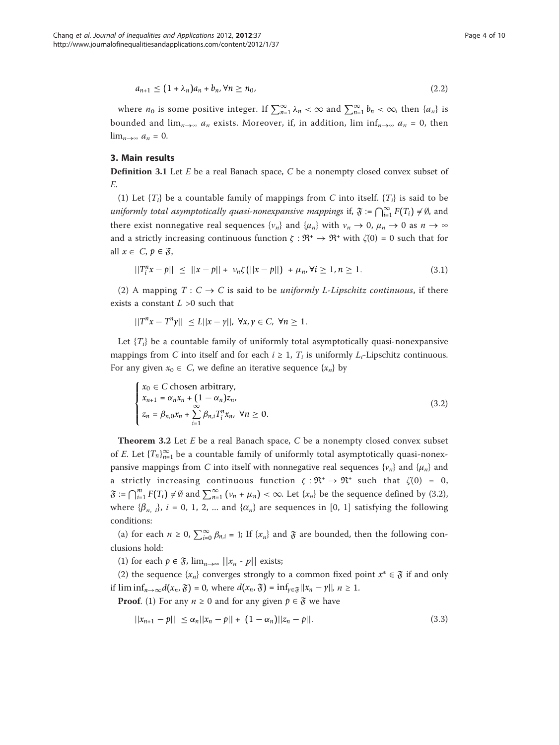$$a_{n+1} \leq (1 + \lambda_n)a_n + b_n, \forall n \geq n_0, \tag{2.2}$$

where $n_0$ is some positive integer. If $\sum_{n=1}^{\infty} \lambda_n < \infty$ and $\sum_{n=1}^{\infty} b_n < \infty$, then $\{a_n\}$ is bounded and $\lim_{n\to\infty} a_n$ exists. Moreover, if, in addition, $\liminf_{n\to\infty} a_n = 0$, then $\lim_{n\to\infty} a_n = 0$.

## 3. Main results

**Definition 3.1** Let $E$ be a real Banach space, $C$ be a nonempty closed convex subset of $E$.

(1) Let $\{T_i\}$ be a countable family of mappings from $C$ into itself. $\{T_i\}$ is said to be *uniformly total asymptotically quasi-nonexpansive mappings* if, $\mathfrak{F} := \bigcap_{i=1}^{\infty} F(T_i) \neq \emptyset$, and there exist nonnegative real sequences $\{\nu_n\}$ and $\{\mu_n\}$ with $\nu_n \to 0$, $\mu_n \to 0$ as $n \to \infty$ and a strictly increasing continuous function $\zeta : \mathfrak{R}^+ \to \mathfrak{R}^+$ with $\zeta(0) = 0$ such that for all $x \in C$, $p \in \mathfrak{F}$,

$$||T_i^n x - p|| \leq ||x - p|| + \nu_n \zeta(||x - p||) + \mu_n, \forall i \geq 1, n \geq 1. \tag{3.1}$$

(2) A mapping $T : C \to C$ is said to be *uniformly L-Lipschitz continuous*, if there exists a constant $L > 0$ such that

$$||T^n x - T^n y|| \leq L||x - y||, \ \forall x, y \in C, \ \forall n \geq 1.$$

Let $\{T_i\}$ be a countable family of uniformly total asymptotically quasi-nonexpansive mappings from $C$ into itself and for each $i \geq 1$, $T_i$ is uniformly $L_i$-Lipschitz continuous. For any given $x_0 \in C$, we define an iterative sequence $\{x_n\}$ by

$$\begin{cases} x_0 \in C \text{ chosen arbitrary,} \\ x_{n+1} = \alpha_n x_n + (1 - \alpha_n) z_n, \\ z_n = \beta_{n,0} x_n + \sum_{i=1}^{\infty} \beta_{n,i} T_i^n x_n, \ \forall n \geq 0. \end{cases} \tag{3.2}$$

**Theorem 3.2** Let $E$ be a real Banach space, $C$ be a nonempty closed convex subset of $E$. Let $\{T_n\}_{n=1}^{\infty}$ be a countable family of uniformly total asymptotically quasi-nonexpansive mappings from $C$ into itself with nonnegative real sequences $\{\nu_n\}$ and $\{\mu_n\}$ and a strictly increasing continuous function $\zeta : \mathfrak{R}^+ \to \mathfrak{R}^+$ such that $\zeta(0) = 0$, $\mathfrak{F} := \bigcap_{i=1}^{m} F(T_i) \neq \emptyset$ and $\sum_{n=1}^{\infty} (\nu_n + \mu_n) < \infty$. Let $\{x_n\}$ be the sequence defined by (3.2), where $\{\beta_{n,i}\}$, $i = 0, 1, 2, \ldots$ and $\{\alpha_n\}$ are sequences in $[0, 1]$ satisfying the following conditions:

(a) for each $n \geq 0$, $\sum_{i=0}^{\infty} \beta_{n,i} = 1$; If $\{x_n\}$ and $\mathfrak{F}$ are bounded, then the following conclusions hold:

(1) for each $p \in \mathfrak{F}$, $\lim_{n\to\infty} ||x_n - p||$ exists;

(2) the sequence $\{x_n\}$ converges strongly to a common fixed point $x^* \in \mathfrak{F}$ if and only if $\liminf_{n\to\infty} d(x_n, \mathfrak{F}) = 0$, where $d(x_n, \mathfrak{F}) = \inf_{y\in\mathfrak{F}} ||x_n - y||$, $n \geq 1$.

**Proof**. (1) For any $n \geq 0$ and for any given $p \in \mathfrak{F}$ we have

$$||x_{n+1} - p|| \leq \alpha_n ||x_n - p|| + (1 - \alpha_n)||z_n - p||. \tag{3.3}$$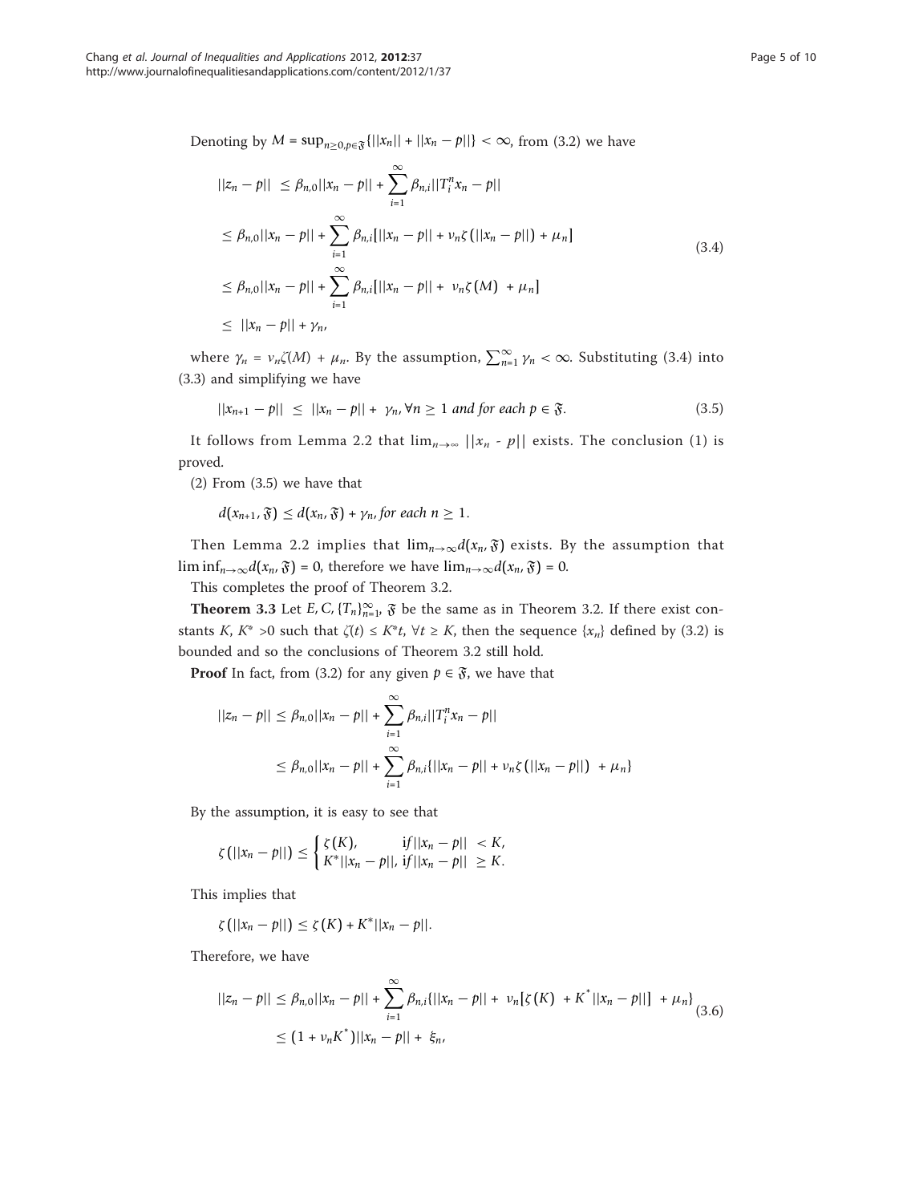Denoting by $M = \sup_{n\geq 0, p\in \mathfrak{F}}\{||x_n|| + ||x_n - p||\} < \infty$, from (3.2) we have

$$
\begin{aligned}
||z_n - p|| &\leq \beta_{n,0}||x_n - p|| + \sum_{i=1}^{\infty} \beta_{n,i}||T_i^n x_n - p|| \\
&\leq \beta_{n,0}||x_n - p|| + \sum_{i=1}^{\infty} \beta_{n,i}[||x_n - p|| + \nu_n \zeta(||x_n - p||) + \mu_n] \\
&\leq \beta_{n,0}||x_n - p|| + \sum_{i=1}^{\infty} \beta_{n,i}[||x_n - p|| + \nu_n \zeta(M) + \mu_n] \\
&\leq ||x_n - p|| + \gamma_n,
\end{aligned} \tag{3.4}
$$

where $\gamma_n = \nu_n\zeta(M) + \mu_n$. By the assumption, $\sum_{n=1}^{\infty} \gamma_n < \infty$. Substituting (3.4) into (3.3) and simplifying we have

$$
||x_{n+1} - p|| \leq ||x_n - p|| + \gamma_n, \forall n \geq 1 \textit{ and for each } p \in \mathfrak{F}. \tag{3.5}
$$

It follows from Lemma 2.2 that $\lim_{n\to\infty} ||x_n - p||$ exists. The conclusion (1) is proved.

(2) From (3.5) we have that

$$
d(x_{n+1}, \mathfrak{F}) \leq d(x_n, \mathfrak{F}) + \gamma_n, \textit{for each } n \geq 1.
$$

Then Lemma 2.2 implies that $\lim_{n\to\infty} d(x_n, \mathfrak{F})$ exists. By the assumption that $\liminf_{n\to\infty} d(x_n, \mathfrak{F}) = 0$, therefore we have $\lim_{n\to\infty} d(x_n, \mathfrak{F}) = 0$.

This completes the proof of Theorem 3.2.

**Theorem 3.3** Let $E, C, \{T_n\}_{n=1}^{\infty}, \mathfrak{F}$ be the same as in Theorem 3.2. If there exist constants $K, K^* > 0$ such that $\zeta(t) \leq K^* t$, $\forall t \geq K$, then the sequence $\{x_n\}$ defined by (3.2) is bounded and so the conclusions of Theorem 3.2 still hold.

**Proof** In fact, from (3.2) for any given $p \in \mathfrak{F}$, we have that

$$
\begin{aligned}
||z_n - p|| &\leq \beta_{n,0}||x_n - p|| + \sum_{i=1}^{\infty} \beta_{n,i}||T_i^n x_n - p|| \\
&\leq \beta_{n,0}||x_n - p|| + \sum_{i=1}^{\infty} \beta_{n,i}\{||x_n - p|| + \nu_n \zeta(||x_n - p||) + \mu_n\}
\end{aligned}
$$

By the assumption, it is easy to see that

$$
\zeta(||x_n - p||) \leq \begin{cases} \zeta(K), & \text{if } ||x_n - p|| < K, \\ K^*||x_n - p||, & \text{if } ||x_n - p|| \geq K. \end{cases}
$$

This implies that

$$
\zeta(||x_n - p||) \leq \zeta(K) + K^*||x_n - p||.
$$

Therefore, we have

$$
\begin{aligned}
||z_n - p|| &\leq \beta_{n,0}||x_n - p|| + \sum_{i=1}^{\infty} \beta_{n,i}\{||x_n - p|| + \nu_n[\zeta(K) + K^*||x_n - p||] + \mu_n\} \\
&\leq (1 + \nu_n K^*)||x_n - p|| + \xi_n,
\end{aligned} \tag{3.6}
$$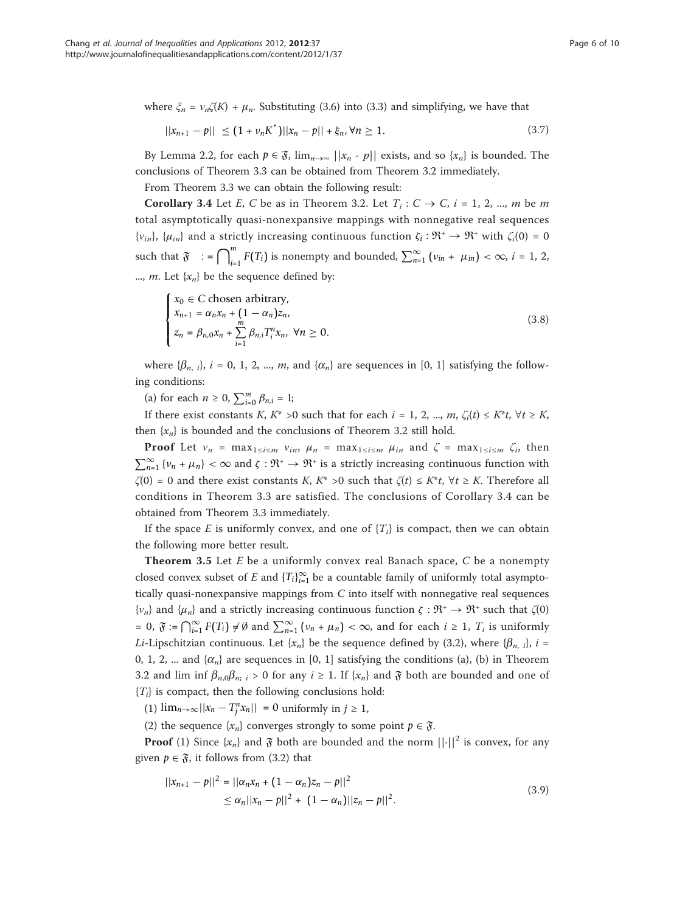where $\xi_n = \nu_n\zeta(K) + \mu_n$. Substituting (3.6) into (3.3) and simplifying, we have that

$$||x_{n+1} - p|| \le (1 + \nu_n K^*)||x_n - p|| + \xi_n, \forall n \ge 1. \tag{3.7}$$

By Lemma 2.2, for each $p \in \mathfrak{F}$, $\lim_{n\to\infty} ||x_n - p||$ exists, and so $\{x_n\}$ is bounded. The conclusions of Theorem 3.3 can be obtained from Theorem 3.2 immediately.

From Theorem 3.3 we can obtain the following result:

**Corollary 3.4** *Let $E$, $C$ be as in Theorem 3.2. Let $T_i : C \to C$, $i = 1, 2, ..., m$ be $m$ total asymptotically quasi-nonexpansive mappings with nonnegative real sequences $\{\nu_{in}\}$, $\{\mu_{in}\}$ and a strictly increasing continuous function $\zeta_i : \mathfrak{R}^+ \to \mathfrak{R}^+$ with $\zeta_i(0) = 0$ such that $\mathfrak{F} := \bigcap_{i=1}^m F(T_i)$ is nonempty and bounded, $\sum_{n=1}^\infty (\nu_{in} + \mu_{in}) < \infty$, $i = 1, 2, ..., m$. Let $\{x_n\}$ be the sequence defined by:*

$$\begin{cases} x_0 \in C \text{ chosen arbitrary,} \\ x_{n+1} = \alpha_n x_n + (1 - \alpha_n) z_n, \\ z_n = \beta_{n,0} x_n + \sum_{i=1}^m \beta_{n,i} T_i^n x_n, \ \forall n \ge 0. \end{cases} \tag{3.8}$$

*where $\{\beta_{n,i}\}$, $i = 0, 1, 2, ..., m$, and $\{\alpha_n\}$ are sequences in $[0, 1]$ satisfying the following conditions:*

*(a) for each $n \ge 0$, $\sum_{i=0}^m \beta_{n,i} = 1$;*

*If there exist constants $K$, $K^* > 0$ such that for each $i = 1, 2, ..., m$, $\zeta_i(t) \le K^* t$, $\forall t \ge K$, then $\{x_n\}$ is bounded and the conclusions of Theorem 3.2 still hold.*

**Proof** Let $\nu_n = \max_{1\le i\le m} \nu_{in}$, $\mu_n = \max_{1\le i\le m} \mu_{in}$ and $\zeta = \max_{1\le i\le m} \zeta_i$, then $\sum_{n=1}^\infty \{\nu_n + \mu_n\} < \infty$ and $\zeta : \mathfrak{R}^+ \to \mathfrak{R}^+$ is a strictly increasing continuous function with $\zeta(0) = 0$ and there exist constants $K$, $K^* > 0$ such that $\zeta(t) \le K^* t$, $\forall t \ge K$. Therefore all conditions in Theorem 3.3 are satisfied. The conclusions of Corollary 3.4 can be obtained from Theorem 3.3 immediately.

If the space $E$ is uniformly convex, and one of $\{T_i\}$ is compact, then we can obtain the following more better result.

**Theorem 3.5** *Let $E$ be a uniformly convex real Banach space, $C$ be a nonempty closed convex subset of $E$ and $\{T_i\}_{i=1}^\infty$ be a countable family of uniformly total asymptotically quasi-nonexpansive mappings from $C$ into itself with nonnegative real sequences $\{\nu_n\}$ and $\{\mu_n\}$ and a strictly increasing continuous function $\zeta : \mathfrak{R}^+ \to \mathfrak{R}^+$ such that $\zeta(0) = 0$, $\mathfrak{F} := \bigcap_{i=1}^\infty F(T_i) \neq \emptyset$ and $\sum_{n=1}^\infty (\nu_n + \mu_n) < \infty$, and for each $i \ge 1$, $T_i$ is uniformly $Li$-Lipschitzian continuous. Let $\{x_n\}$ be the sequence defined by (3.2), where $\{\beta_{n,i}\}$, $i = 0, 1, 2, ...$ and $\{\alpha_n\}$ are sequences in $[0, 1]$ satisfying the conditions (a), (b) in Theorem 3.2 and $\liminf \beta_{n,0}\beta_{n;i} > 0$ for any $i \ge 1$. If $\{x_n\}$ and $\mathfrak{F}$ both are bounded and one of $\{T_i\}$ is compact, then the following conclusions hold:*

*(1) $\lim_{n\to\infty} ||x_n - T_j^n x_n|| = 0$ uniformly in $j \ge 1$,*

*(2) the sequence $\{x_n\}$ converges strongly to some point $p \in \mathfrak{F}$.*

**Proof** (1) Since $\{x_n\}$ and $\mathfrak{F}$ both are bounded and the norm $||\cdot||^2$ is convex, for any given $p \in \mathfrak{F}$, it follows from (3.2) that

$$\begin{aligned} ||x_{n+1} - p||^2 &= ||\alpha_n x_n + (1 - \alpha_n) z_n - p||^2 \\ &\le \alpha_n ||x_n - p||^2 + (1 - \alpha_n) ||z_n - p||^2. \end{aligned} \tag{3.9}$$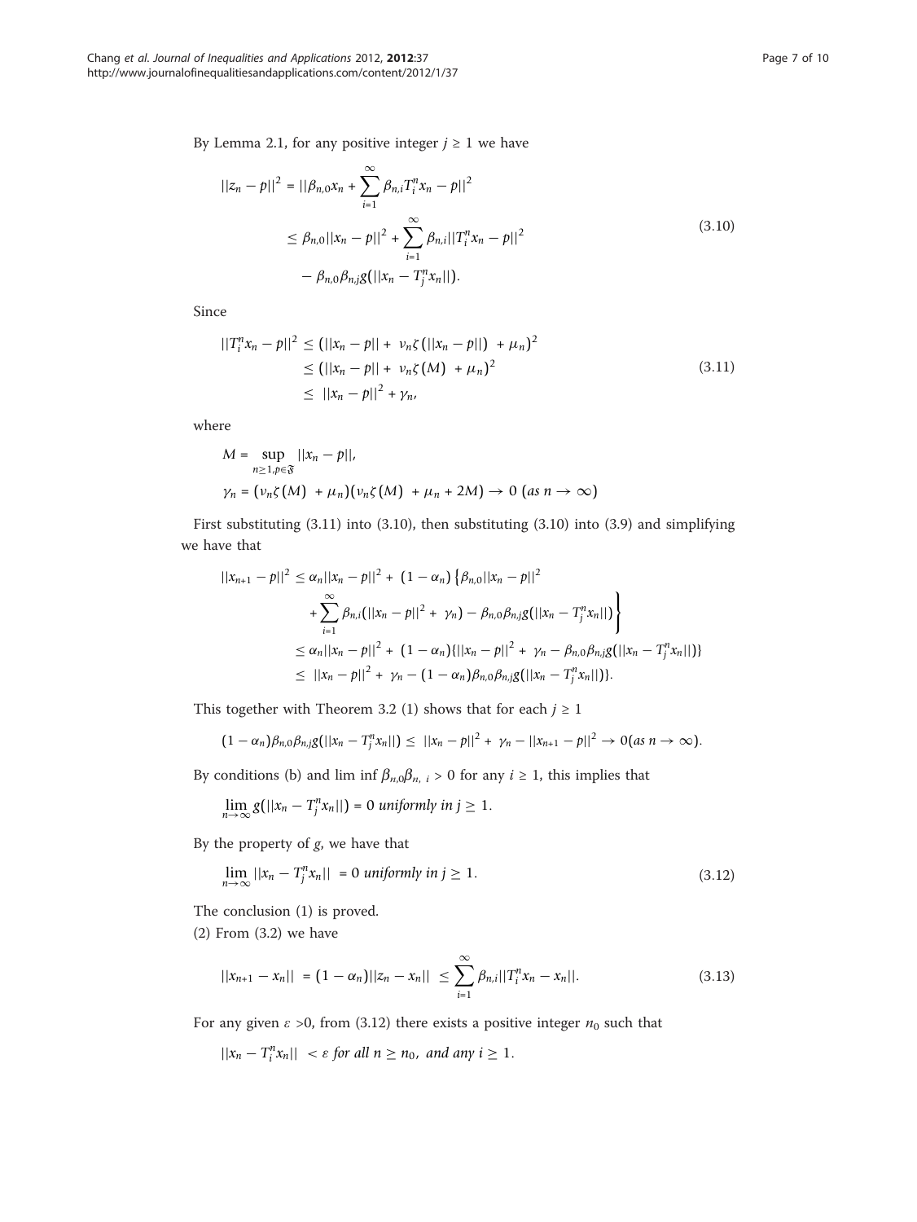By Lemma 2.1, for any positive integer $j \geq 1$ we have

$$
\begin{aligned}
||z_n - p||^2 &= ||\beta_{n,0}x_n + \sum_{i=1}^{\infty} \beta_{n,i}T_i^n x_n - p||^2 \\
&\leq \beta_{n,0}||x_n - p||^2 + \sum_{i=1}^{\infty} \beta_{n,i}||T_i^n x_n - p||^2 \\
&\quad - \beta_{n,0}\beta_{n,j}g(||x_n - T_j^n x_n||).
\end{aligned}
\tag{3.10}
$$

Since

$$
\begin{aligned}
||T_i^n x_n - p||^2 &\leq (||x_n - p|| + \nu_n\zeta(||x_n - p||) + \mu_n)^2 \\
&\leq (||x_n - p|| + \nu_n\zeta(M) + \mu_n)^2 \\
&\leq ||x_n - p||^2 + \gamma_n,
\end{aligned}
\tag{3.11}
$$

where

$$
M = \sup_{n \geq 1, p \in \mathfrak{F}} ||x_n - p||,
$$

$$
\gamma_n = (\nu_n\zeta(M) + \mu_n)(\nu_n\zeta(M) + \mu_n + 2M) \to 0 \ (as\ n \to \infty)
$$

First substituting (3.11) into (3.10), then substituting (3.10) into (3.9) and simplifying we have that

$$
\begin{aligned}
||x_{n+1} - p||^2 &\leq \alpha_n||x_n - p||^2 + (1 - \alpha_n)\Big\{\beta_{n,0}||x_n - p||^2 \\
&\quad + \sum_{i=1}^{\infty} \beta_{n,i}(||x_n - p||^2 + \gamma_n) - \beta_{n,0}\beta_{n,j}g(||x_n - T_j^n x_n||)\Big\} \\
&\leq \alpha_n||x_n - p||^2 + (1 - \alpha_n)\{||x_n - p||^2 + \gamma_n - \beta_{n,0}\beta_{n,j}g(||x_n - T_j^n x_n||)\} \\
&\leq ||x_n - p||^2 + \gamma_n - (1 - \alpha_n)\beta_{n,0}\beta_{n,j}g(||x_n - T_j^n x_n||)\}.
\end{aligned}
$$

This together with Theorem 3.2 (1) shows that for each $j \geq 1$

$$
(1 - \alpha_n)\beta_{n,0}\beta_{n,j}g(||x_n - T_j^n x_n||) \leq ||x_n - p||^2 + \gamma_n - ||x_{n+1} - p||^2 \to 0 (as\ n \to \infty).
$$

By conditions (b) and $\liminf \beta_{n,0}\beta_{n,\ i} > 0$ for any $i \geq 1$, this implies that

$$
\lim_{n \to \infty} g(||x_n - T_j^n x_n||) = 0 \ \textit{uniformly in}\ j \geq 1.
$$

By the property of $g$, we have that

$$
\lim_{n \to \infty} ||x_n - T_j^n x_n|| = 0 \ \textit{uniformly in}\ j \geq 1.
\tag{3.12}
$$

The conclusion (1) is proved.

(2) From (3.2) we have

$$
||x_{n+1} - x_n|| = (1 - \alpha_n)||z_n - x_n|| \leq \sum_{i=1}^{\infty} \beta_{n,i}||T_i^n x_n - x_n||.
\tag{3.13}
$$

For any given $\varepsilon > 0$, from (3.12) there exists a positive integer $n_0$ such that

$$
||x_n - T_i^n x_n|| < \varepsilon \ \textit{for all}\ n \geq n_0,\ \textit{and any}\ i \geq 1.
$$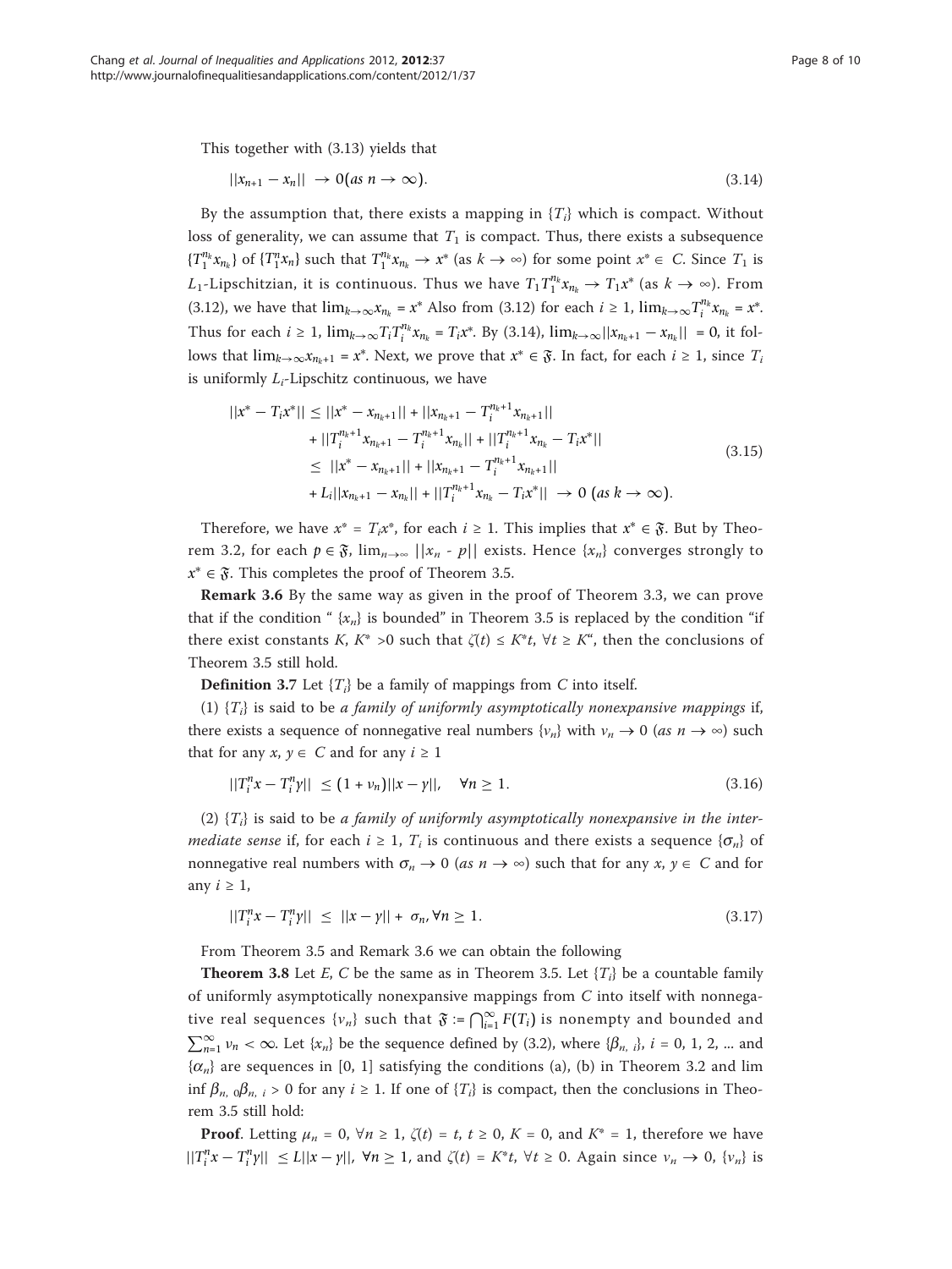This together with (3.13) yields that

$$||x_{n+1} - x_n|| \to 0 (as\ n \to \infty). \tag{3.14}$$

By the assumption that, there exists a mapping in $\{T_i\}$ which is compact. Without loss of generality, we can assume that $T_1$ is compact. Thus, there exists a subsequence $\{T_1^{n_k} x_{n_k}\}$ of $\{T_1^n x_n\}$ such that $T_1^{n_k} x_{n_k} \to x^*$ (as $k \to \infty$) for some point $x^* \in C$. Since $T_1$ is $L_1$-Lipschitzian, it is continuous. Thus we have $T_1 T_1^{n_k} x_{n_k} \to T_1 x^*$ (as $k \to \infty$). From (3.12), we have that $\lim_{k\to\infty} x_{n_k} = x^*$ Also from (3.12) for each $i \geq 1$, $\lim_{k\to\infty} T_i^{n_k} x_{n_k} = x^*$. Thus for each $i \geq 1$, $\lim_{k\to\infty} T_i T_i^{n_k} x_{n_k} = T_i x^*$. By (3.14), $\lim_{k\to\infty} ||x_{n_k+1} - x_{n_k}|| = 0$, it follows that $\lim_{k\to\infty} x_{n_k+1} = x^*$. Next, we prove that $x^* \in \mathfrak{F}$. In fact, for each $i \geq 1$, since $T_i$ is uniformly $L_i$-Lipschitz continuous, we have

$$\begin{aligned}
||x^* - T_i x^*|| &\leq ||x^* - x_{n_k+1}|| + ||x_{n_k+1} - T_i^{n_k+1} x_{n_k+1}|| \\
&\quad + ||T_i^{n_k+1} x_{n_k+1} - T_i^{n_k+1} x_{n_k}|| + ||T_i^{n_k+1} x_{n_k} - T_i x^*|| \\
&\leq ||x^* - x_{n_k+1}|| + ||x_{n_k+1} - T_i^{n_k+1} x_{n_k+1}|| \\
&\quad + L_i ||x_{n_k+1} - x_{n_k}|| + ||T_i^{n_k+1} x_{n_k} - T_i x^*|| \to 0\ (as\ k \to \infty).
\end{aligned} \tag{3.15}$$

Therefore, we have $x^* = T_i x^*$, for each $i \geq 1$. This implies that $x^* \in \mathfrak{F}$. But by Theorem 3.2, for each $p \in \mathfrak{F}$, $\lim_{n\to\infty} ||x_n - p||$ exists. Hence $\{x_n\}$ converges strongly to $x^* \in \mathfrak{F}$. This completes the proof of Theorem 3.5.

**Remark 3.6** By the same way as given in the proof of Theorem 3.3, we can prove that if the condition " $\{x_n\}$ is bounded" in Theorem 3.5 is replaced by the condition "if there exist constants $K$, $K^* > 0$ such that $\zeta(t) \leq K^* t$, $\forall t \geq K$", then the conclusions of Theorem 3.5 still hold.

**Definition 3.7** Let $\{T_i\}$ be a family of mappings from $C$ into itself.

(1) $\{T_i\}$ is said to be *a family of uniformly asymptotically nonexpansive mappings* if, there exists a sequence of nonnegative real numbers $\{v_n\}$ with $v_n \to 0$ (*as* $n \to \infty$) such that for any $x, y \in C$ and for any $i \geq 1$

$$||T_i^n x - T_i^n y|| \leq (1 + v_n)||x - y||, \quad \forall n \geq 1. \tag{3.16}$$

(2) $\{T_i\}$ is said to be *a family of uniformly asymptotically nonexpansive in the intermediate sense* if, for each $i \geq 1$, $T_i$ is continuous and there exists a sequence $\{\sigma_n\}$ of nonnegative real numbers with $\sigma_n \to 0$ (*as* $n \to \infty$) such that for any $x, y \in C$ and for any $i \geq 1$,

$$||T_i^n x - T_i^n y|| \leq ||x - y|| + \sigma_n, \forall n \geq 1. \tag{3.17}$$

From Theorem 3.5 and Remark 3.6 we can obtain the following

**Theorem 3.8** Let $E$, $C$ be the same as in Theorem 3.5. Let $\{T_i\}$ be a countable family of uniformly asymptotically nonexpansive mappings from $C$ into itself with nonnegative real sequences $\{v_n\}$ such that $\mathfrak{F} := \bigcap_{i=1}^{\infty} F(T_i)$ is nonempty and bounded and $\sum_{n=1}^{\infty} v_n < \infty$. Let $\{x_n\}$ be the sequence defined by (3.2), where $\{\beta_{n,i}\}$, $i = 0, 1, 2, \ldots$ and $\{\alpha_n\}$ are sequences in [0, 1] satisfying the conditions (a), (b) in Theorem 3.2 and lim inf $\beta_{n,0}\beta_{n,i} > 0$ for any $i \geq 1$. If one of $\{T_i\}$ is compact, then the conclusions in Theorem 3.5 still hold:

**Proof**. Letting $\mu_n = 0$, $\forall n \geq 1$, $\zeta(t) = t$, $t \geq 0$, $K = 0$, and $K^* = 1$, therefore we have $||T_i^n x - T_i^n y|| \leq L||x - y||$, $\forall n \geq 1$, and $\zeta(t) = K^* t$, $\forall t \geq 0$. Again since $v_n \to 0$, $\{v_n\}$ is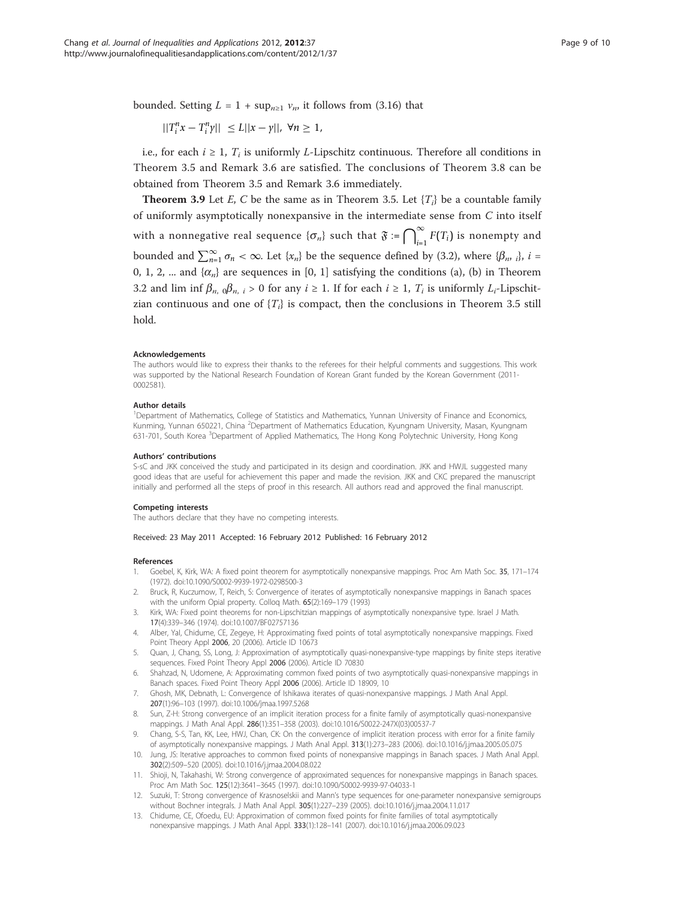bounded. Setting $L = 1 + \sup_{n \geq 1} v_n$, it follows from (3.16) that

$$||T_i^n x - T_i^n y|| \leq L||x - y||, \ \forall n \geq 1,$$

i.e., for each $i \geq 1$, $T_i$ is uniformly $L$-Lipschitz continuous. Therefore all conditions in Theorem 3.5 and Remark 3.6 are satisfied. The conclusions of Theorem 3.8 can be obtained from Theorem 3.5 and Remark 3.6 immediately.

**Theorem 3.9** Let $E$, $C$ be the same as in Theorem 3.5. Let $\{T_i\}$ be a countable family of uniformly asymptotically nonexpansive in the intermediate sense from $C$ into itself with a nonnegative real sequence $\{\sigma_n\}$ such that $\mathfrak{F} := \bigcap_{i=1}^{\infty} F(T_i)$ is nonempty and bounded and $\sum_{n=1}^{\infty} \sigma_n < \infty$. Let $\{x_n\}$ be the sequence defined by (3.2), where $\{\beta_{n,i}\}$, $i$ = 0, 1, 2, ... and $\{\alpha_n\}$ are sequences in [0, 1] satisfying the conditions (a), (b) in Theorem 3.2 and $\liminf \beta_{n,0}\beta_{n,i} > 0$ for any $i \geq 1$. If for each $i \geq 1$, $T_i$ is uniformly $L_i$-Lipschitzian continuous and one of $\{T_i\}$ is compact, then the conclusions in Theorem 3.5 still hold.

#### Acknowledgements
The authors would like to express their thanks to the referees for their helpful comments and suggestions. This work was supported by the National Research Foundation of Korean Grant funded by the Korean Government (2011-0002581).

#### Author details
[1]Department of Mathematics, College of Statistics and Mathematics, Yunnan University of Finance and Economics, Kunming, Yunnan 650221, China [2]Department of Mathematics Education, Kyungnam University, Masan, Kyungnam 631-701, South Korea [3]Department of Applied Mathematics, The Hong Kong Polytechnic University, Hong Kong

#### Authors' contributions
S-sC and JKK conceived the study and participated in its design and coordination. JKK and HWJL suggested many good ideas that are useful for achievement this paper and made the revision. JKK and CKC prepared the manuscript initially and performed all the steps of proof in this research. All authors read and approved the final manuscript.

#### Competing interests
The authors declare that they have no competing interests.

Received: 23 May 2011 Accepted: 16 February 2012 Published: 16 February 2012

#### References
1. Goebel, K, Kirk, WA: A fixed point theorem for asymptotically nonexpansive mappings. Proc Am Math Soc. **35**, 171–174 (1972). doi:10.1090/S0002-9939-1972-0298500-3
2. Bruck, R, Kuczumow, T, Reich, S: Convergence of iterates of asymptotically nonexpansive mappings in Banach spaces with the uniform Opial property. Colloq Math. **65**(2):169–179 (1993)
3. Kirk, WA: Fixed point theorems for non-Lipschitzian mappings of asymptotically nonexpansive type. Israel J Math. **17**(4):339–346 (1974). doi:10.1007/BF02757136
4. Alber, YaI, Chidume, CE, Zegeye, H: Approximating fixed points of total asymptotically nonexpansive mappings. Fixed Point Theory Appl **2006**, 20 (2006). Article ID 10673
5. Quan, J, Chang, SS, Long, J: Approximation of asymptotically quasi-nonexpansive-type mappings by finite steps iterative sequences. Fixed Point Theory Appl **2006** (2006). Article ID 70830
6. Shahzad, N, Udomene, A: Approximating common fixed points of two asymptotically quasi-nonexpansive mappings in Banach spaces. Fixed Point Theory Appl **2006** (2006). Article ID 18909, 10
7. Ghosh, MK, Debnath, L: Convergence of Ishikawa iterates of quasi-nonexpansive mappings. J Math Anal Appl. **207**(1):96–103 (1997). doi:10.1006/jmaa.1997.5268
8. Sun, Z-H: Strong convergence of an implicit iteration process for a finite family of asymptotically quasi-nonexpansive mappings. J Math Anal Appl. **286**(1):351–358 (2003). doi:10.1016/S0022-247X(03)00537-7
9. Chang, S-S, Tan, KK, Lee, HWJ, Chan, CK: On the convergence of implicit iteration process with error for a finite family of asymptotically nonexpansive mappings. J Math Anal Appl. **313**(1):273–283 (2006). doi:10.1016/j.jmaa.2005.05.075
10. Jung, JS: Iterative approaches to common fixed points of nonexpansive mappings in Banach spaces. J Math Anal Appl. **302**(2):509–520 (2005). doi:10.1016/j.jmaa.2004.08.022
11. Shioji, N, Takahashi, W: Strong convergence of approximated sequences for nonexpansive mappings in Banach spaces. Proc Am Math Soc. **125**(12):3641–3645 (1997). doi:10.1090/S0002-9939-97-04033-1
12. Suzuki, T: Strong convergence of Krasnoselskii and Mann's type sequences for one-parameter nonexpansive semigroups without Bochner integrals. J Math Anal Appl. **305**(1):227–239 (2005). doi:10.1016/j.jmaa.2004.11.017
13. Chidume, CE, Ofoedu, EU: Approximation of common fixed points for finite families of total asymptotically nonexpansive mappings. J Math Anal Appl. **333**(1):128–141 (2007). doi:10.1016/j.jmaa.2006.09.023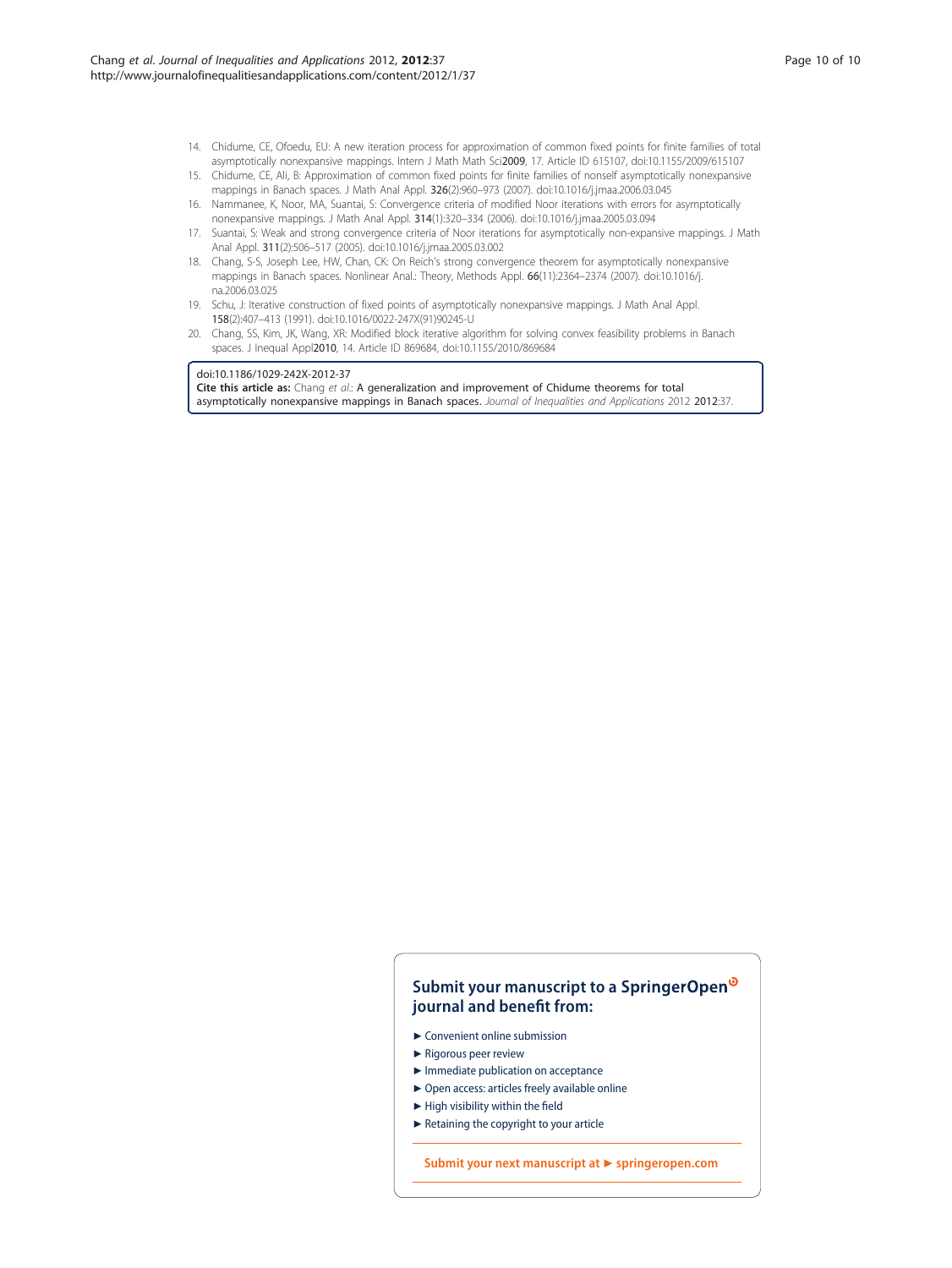14. Chidume, CE, Ofoedu, EU: A new iteration process for approximation of common fixed points for finite families of total asymptotically nonexpansive mappings. Intern J Math Math Sci **2009**, 17. Article ID 615107, doi:10.1155/2009/615107
15. Chidume, CE, Ali, B: Approximation of common fixed points for finite families of nonself asymptotically nonexpansive mappings in Banach spaces. J Math Anal Appl. **326**(2):960–973 (2007). doi:10.1016/j.jmaa.2006.03.045
16. Nammanee, K, Noor, MA, Suantai, S: Convergence criteria of modified Noor iterations with errors for asymptotically nonexpansive mappings. J Math Anal Appl. **314**(1):320–334 (2006). doi:10.1016/j.jmaa.2005.03.094
17. Suantai, S: Weak and strong convergence criteria of Noor iterations for asymptotically non-expansive mappings. J Math Anal Appl. **311**(2):506–517 (2005). doi:10.1016/j.jmaa.2005.03.002
18. Chang, S-S, Joseph Lee, HW, Chan, CK: On Reich's strong convergence theorem for asymptotically nonexpansive mappings in Banach spaces. Nonlinear Anal.: Theory, Methods Appl. **66**(11):2364–2374 (2007). doi:10.1016/j.na.2006.03.025
19. Schu, J: Iterative construction of fixed points of asymptotically nonexpansive mappings. J Math Anal Appl. **158**(2):407–413 (1991). doi:10.1016/0022-247X(91)90245-U
20. Chang, SS, Kim, JK, Wang, XR: Modified block iterative algorithm for solving convex feasibility problems in Banach spaces. J Inequal Appl **2010**, 14. Article ID 869684, doi:10.1155/2010/869684

doi:10.1186/1029-242X-2012-37
**Cite this article as:** Chang *et al.*: A generalization and improvement of Chidume theorems for total asymptotically nonexpansive mappings in Banach spaces. *Journal of Inequalities and Applications* 2012 **2012**:37.

**Submit your manuscript to a SpringerOpen journal and benefit from:**

- ► Convenient online submission
- ► Rigorous peer review
- ► Immediate publication on acceptance
- ► Open access: articles freely available online
- ► High visibility within the field
- ► Retaining the copyright to your article

**Submit your next manuscript at ► springeropen.com**